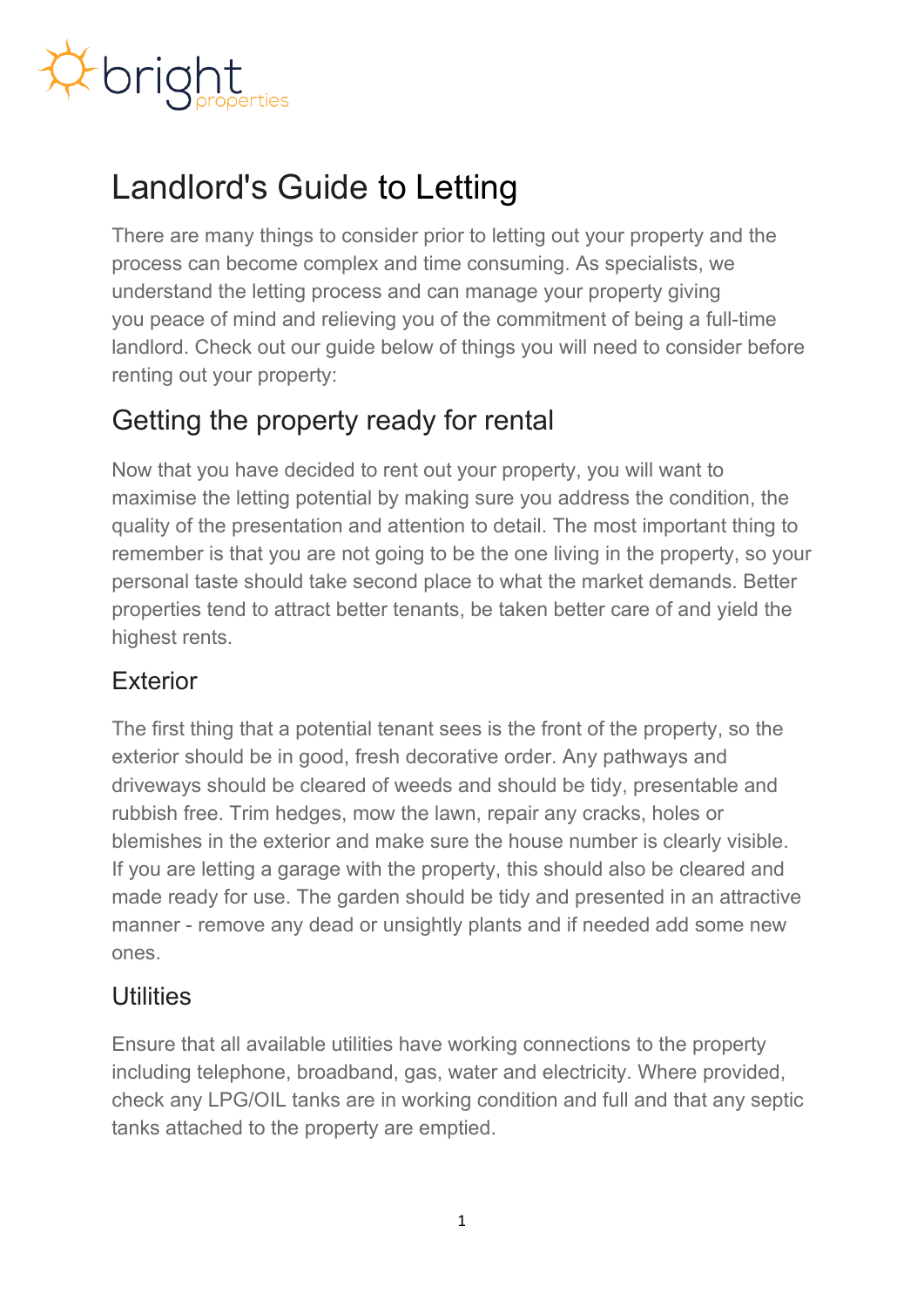# Landlord's Guide to Letting

There are many things to consider prior to letting out your property and the process can become complex and time consuming. As specialists, we understand the letting process and can manage your property giving you peace of mind and relieving you of the commitment of being a full-time landlord. Check out our guide below of things you will need to consider before renting out your property:

## Getting the property ready for rental

Now that you have decided to rent out your property, you will want to maximise the letting potential by making sure you address the condition, the quality of the presentation and attention to detail. The most important thing to remember is that you are not going to be the one living in the property, so your personal taste should take second place to what the market demands. Better properties tend to attract better tenants, be taken better care of and yield the highest rents.

### Exterior

The first thing that a potential tenant sees is the front of the property, so the exterior should be in good, fresh decorative order. Any pathways and driveways should be cleared of weeds and should be tidy, presentable and rubbish free. Trim hedges, mow the lawn, repair any cracks, holes or blemishes in the exterior and make sure the house number is clearly visible. If you are letting a garage with the property, this should also be cleared and made ready for use. The garden should be tidy and presented in an attractive manner - remove any dead or unsightly plants and if needed add some new ones.

### Utilities

Ensure that all available utilities have working connections to the property including telephone, broadband, gas, water and electricity. Where provided, check any LPG/OIL tanks are in working condition and full and that any septic tanks attached to the property are emptied.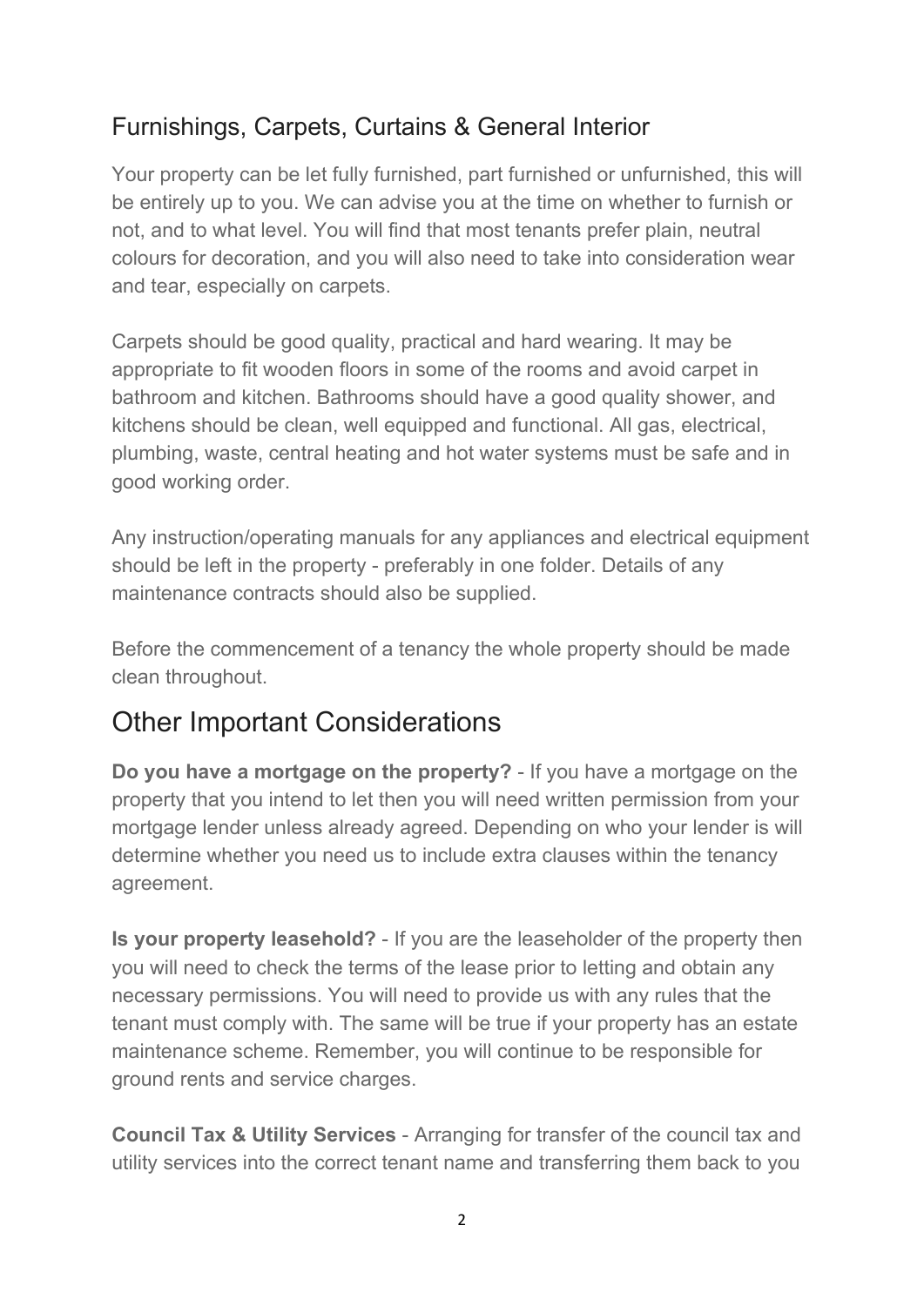## Furnishings, Carpets, Curtains & General Interior

Your property can be let fully furnished, part furnished or unfurnished, this will be entirely up to you. We can advise you at the time on whether to furnish or not, and to what level. You will find that most tenants prefer plain, neutral colours for decoration, and you will also need to take into consideration wear and tear, especially on carpets.

Carpets should be good quality, practical and hard wearing. It may be appropriate to fit wooden floors in some of the rooms and avoid carpet in bathroom and kitchen. Bathrooms should have a good quality shower, and kitchens should be clean, well equipped and functional. All gas, electrical, plumbing, waste, central heating and hot water systems must be safe and in good working order.

Any instruction/operating manuals for any appliances and electrical equipment should be left in the property - preferably in one folder. Details of any maintenance contracts should also be supplied.

Before the commencement of a tenancy the whole property should be made clean throughout.

# Other Important Considerations

**Do you have a mortgage on the property?** - If you have a mortgage on the property that you intend to let then you will need written permission from your mortgage lender unless already agreed. Depending on who your lender is will determine whether you need us to include extra clauses within the tenancy agreement.

**Is your property leasehold?** - If you are the leaseholder of the property then you will need to check the terms of the lease prior to letting and obtain any necessary permissions. You will need to provide us with any rules that the tenant must comply with. The same will be true if your property has an estate maintenance scheme. Remember, you will continue to be responsible for ground rents and service charges.

**Council Tax & Utility Services** - Arranging for transfer of the council tax and utility services into the correct tenant name and transferring them back to you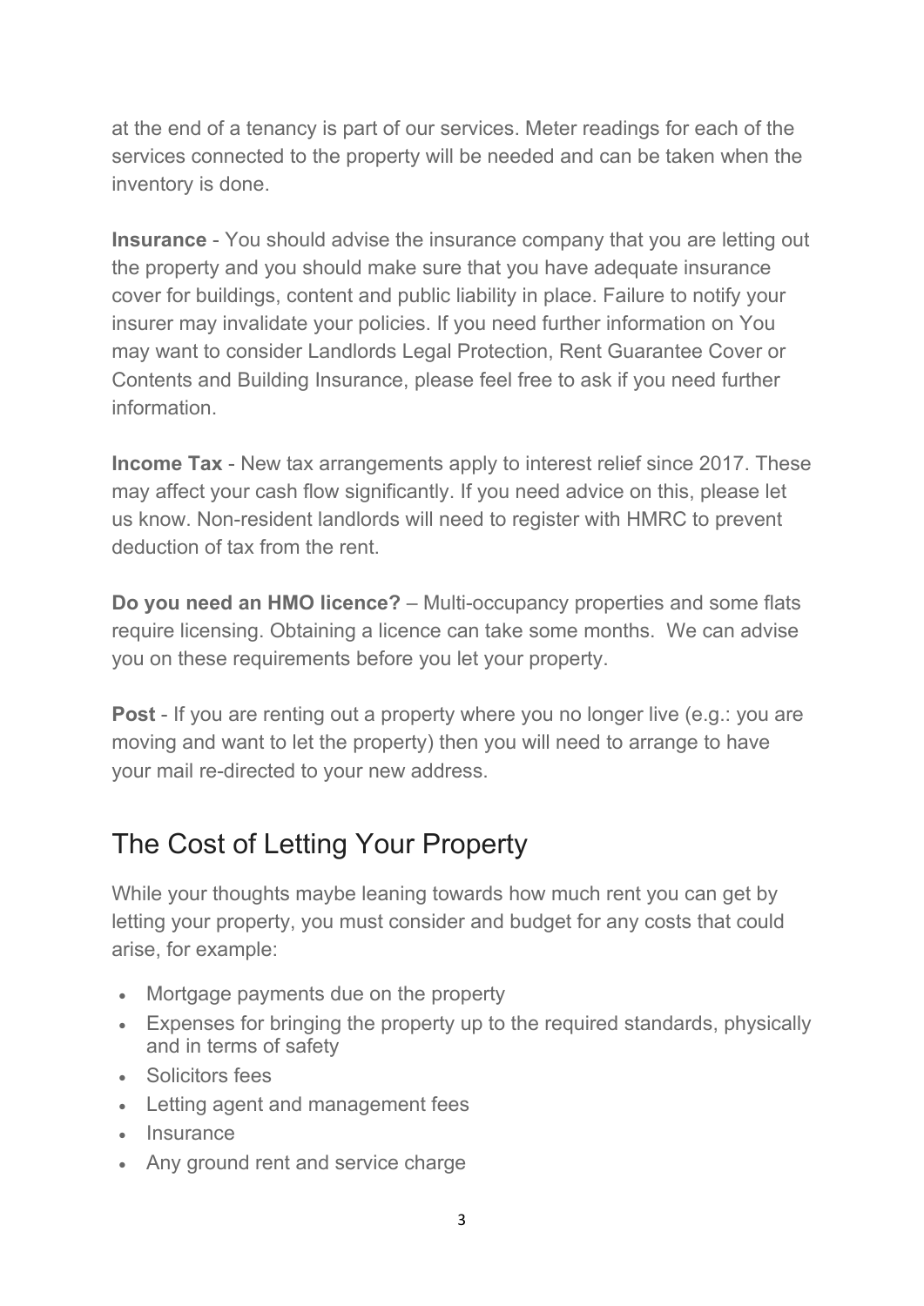at the end of a tenancy is part of our services. Meter readings for each of the services connected to the property will be needed and can be taken when the inventory is done.

**Insurance** - You should advise the insurance company that you are letting out the property and you should make sure that you have adequate insurance cover for buildings, content and public liability in place. Failure to notify your insurer may invalidate your policies. If you need further information on You may want to consider Landlords Legal Protection, Rent Guarantee Cover or Contents and Building Insurance, please feel free to ask if you need further information.

**Income Tax** - New tax arrangements apply to interest relief since 2017. These may affect your cash flow significantly. If you need advice on this, please let us know. Non-resident landlords will need to register with HMRC to prevent deduction of tax from the rent.

**Do you need an HMO licence?** – Multi-occupancy properties and some flats require licensing. Obtaining a licence can take some months. We can advise you on these requirements before you let your property.

**Post** - If you are renting out a property where you no longer live (e.g.: you are moving and want to let the property) then you will need to arrange to have your mail re-directed to your new address.

## The Cost of Letting Your Property

While your thoughts maybe leaning towards how much rent you can get by letting your property, you must consider and budget for any costs that could arise, for example:

- Mortgage payments due on the property
- Expenses for bringing the property up to the required standards, physically and in terms of safety
- Solicitors fees
- Letting agent and management fees
- Insurance
- Any ground rent and service charge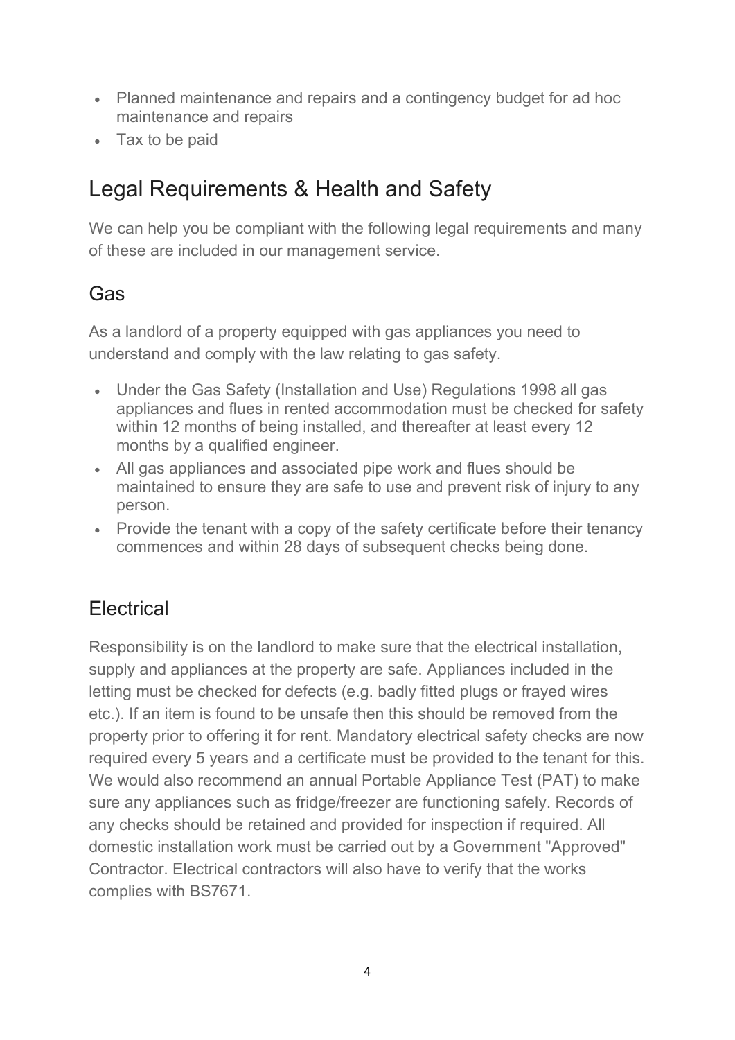- Planned maintenance and repairs and a contingency budget for ad hoc maintenance and repairs
- Tax to be paid

## Legal Requirements & Health and Safety

We can help you be compliant with the following legal requirements and many of these are included in our management service.

### Gas

As a landlord of a property equipped with gas appliances you need to understand and comply with the law relating to gas safety.

- Under the Gas Safety (Installation and Use) Regulations 1998 all gas appliances and flues in rented accommodation must be checked for safety within 12 months of being installed, and thereafter at least every 12 months by a qualified engineer.
- All gas appliances and associated pipe work and flues should be maintained to ensure they are safe to use and prevent risk of injury to any person.
- Provide the tenant with a copy of the safety certificate before their tenancy commences and within 28 days of subsequent checks being done.

### Electrical

Responsibility is on the landlord to make sure that the electrical installation, supply and appliances at the property are safe. Appliances included in the letting must be checked for defects (e.g. badly fitted plugs or frayed wires etc.). If an item is found to be unsafe then this should be removed from the property prior to offering it for rent. Mandatory electrical safety checks are now required every 5 years and a certificate must be provided to the tenant for this. We would also recommend an annual Portable Appliance Test (PAT) to make sure any appliances such as fridge/freezer are functioning safely. Records of any checks should be retained and provided for inspection if required. All domestic installation work must be carried out by a Government "Approved" Contractor. Electrical contractors will also have to verify that the works complies with BS7671.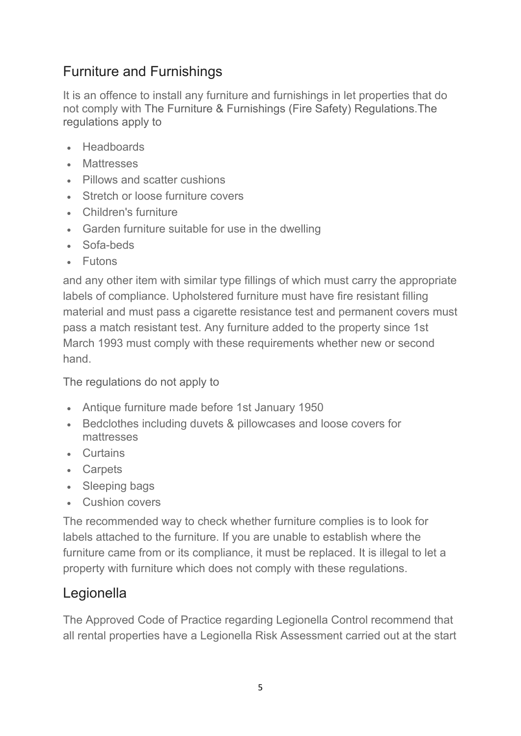## Furniture and Furnishings

It is an offence to install any furniture and furnishings in let properties that do not comply with The Furniture & Furnishings (Fire Safety) Regulations.The regulations apply to

- Headboards
- Mattresses
- Pillows and scatter cushions
- Stretch or loose furniture covers
- Children's furniture
- Garden furniture suitable for use in the dwelling
- Sofa-beds
- Futons

and any other item with similar type fillings of which must carry the appropriate labels of compliance. Upholstered furniture must have fire resistant filling material and must pass a cigarette resistance test and permanent covers must pass a match resistant test. Any furniture added to the property since 1st March 1993 must comply with these requirements whether new or second hand.

The regulations do not apply to

- Antique furniture made before 1st January 1950
- Bedclothes including duvets & pillowcases and loose covers for mattresses
- Curtains
- Carpets
- Sleeping bags
- Cushion covers

The recommended way to check whether furniture complies is to look for labels attached to the furniture. If you are unable to establish where the furniture came from or its compliance, it must be replaced. It is illegal to let a property with furniture which does not comply with these regulations.

## Legionella

The Approved Code of Practice regarding Legionella Control recommend that all rental properties have a Legionella Risk Assessment carried out at the start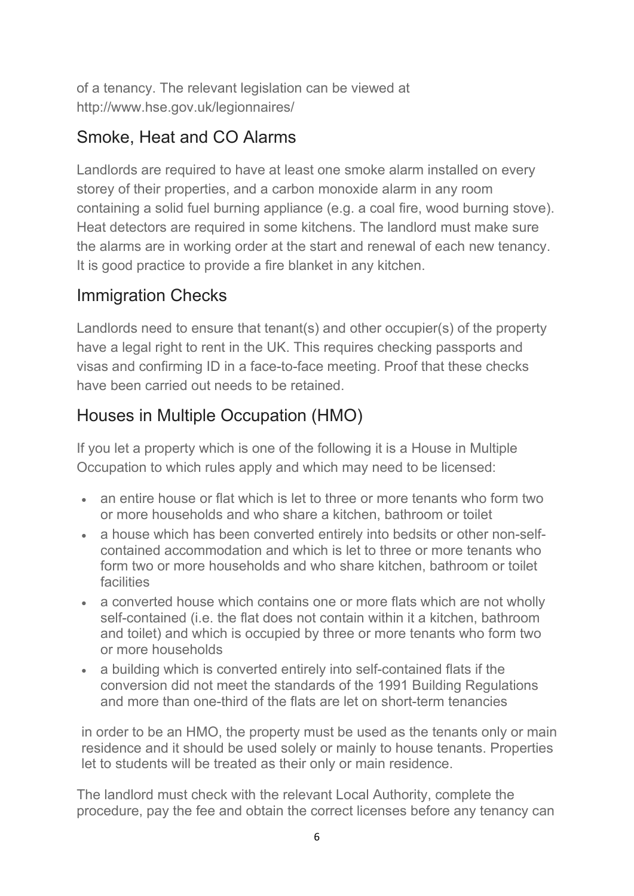of a tenancy. The relevant legislation can be viewed at http://www.hse.gov.uk/legionnaires/

## Smoke, Heat and CO Alarms

Landlords are required to have at least one smoke alarm installed on every storey of their properties, and a carbon monoxide alarm in any room containing a solid fuel burning appliance (e.g. a coal fire, wood burning stove). Heat detectors are required in some kitchens. The landlord must make sure the alarms are in working order at the start and renewal of each new tenancy. It is good practice to provide a fire blanket in any kitchen.

## Immigration Checks

Landlords need to ensure that tenant(s) and other occupier(s) of the property have a legal right to rent in the UK. This requires checking passports and visas and confirming ID in a face-to-face meeting. Proof that these checks have been carried out needs to be retained.

## Houses in Multiple Occupation (HMO)

If you let a property which is one of the following it is a House in Multiple Occupation to which rules apply and which may need to be licensed:

- an entire house or flat which is let to three or more tenants who form two or more households and who share a kitchen, bathroom or toilet
- a house which has been converted entirely into bedsits or other non-self-contained accommodation and which is let to three or more tenants who form two or more households and who share kitchen, bathroom or toilet facilities
- a converted house which contains one or more flats which are not wholly self-contained (i.e. the flat does not contain within it a kitchen, bathroom and toilet) and which is occupied by three or more tenants who form two or more households
- a building which is converted entirely into self-contained flats if the conversion did not meet the standards of the 1991 Building Regulations and more than one-third of the flats are let on short-term tenancies

in order to be an HMO, the property must be used as the tenants only or main residence and it should be used solely or mainly to house tenants. Properties let to students will be treated as their only or main residence.

The landlord must check with the relevant Local Authority, complete the procedure, pay the fee and obtain the correct licenses before any tenancy can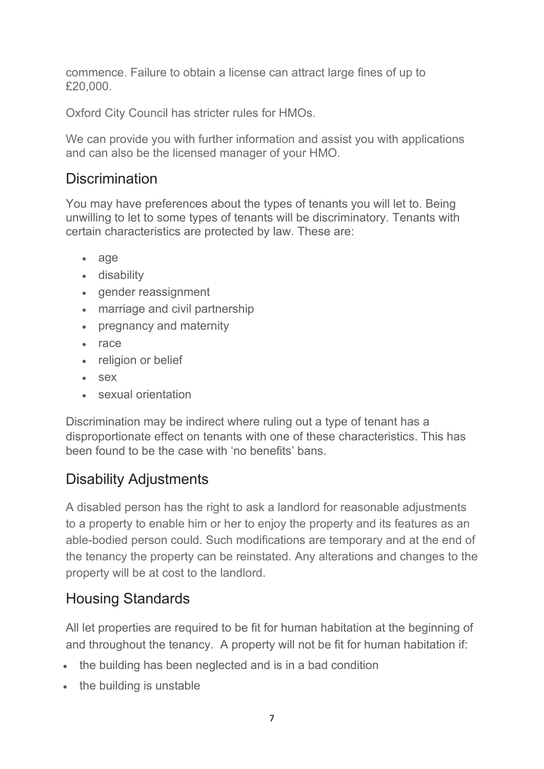commence. Failure to obtain a license can attract large fines of up to £20,000.

Oxford City Council has stricter rules for HMOs.

We can provide you with further information and assist you with applications and can also be the licensed manager of your HMO.

## Discrimination

You may have preferences about the types of tenants you will let to. Being unwilling to let to some types of tenants will be discriminatory. Tenants with certain characteristics are protected by law. These are:

- age
- disability
- gender reassignment
- marriage and civil partnership
- pregnancy and maternity
- race
- religion or belief
- sex
- sexual orientation

Discrimination may be indirect where ruling out a type of tenant has a disproportionate effect on tenants with one of these characteristics. This has been found to be the case with 'no benefits' bans.

## Disability Adjustments

A disabled person has the right to ask a landlord for reasonable adjustments to a property to enable him or her to enjoy the property and its features as an able-bodied person could. Such modifications are temporary and at the end of the tenancy the property can be reinstated. Any alterations and changes to the property will be at cost to the landlord.

## Housing Standards

All let properties are required to be fit for human habitation at the beginning of and throughout the tenancy. A property will not be fit for human habitation if:

- the building has been neglected and is in a bad condition
- the building is unstable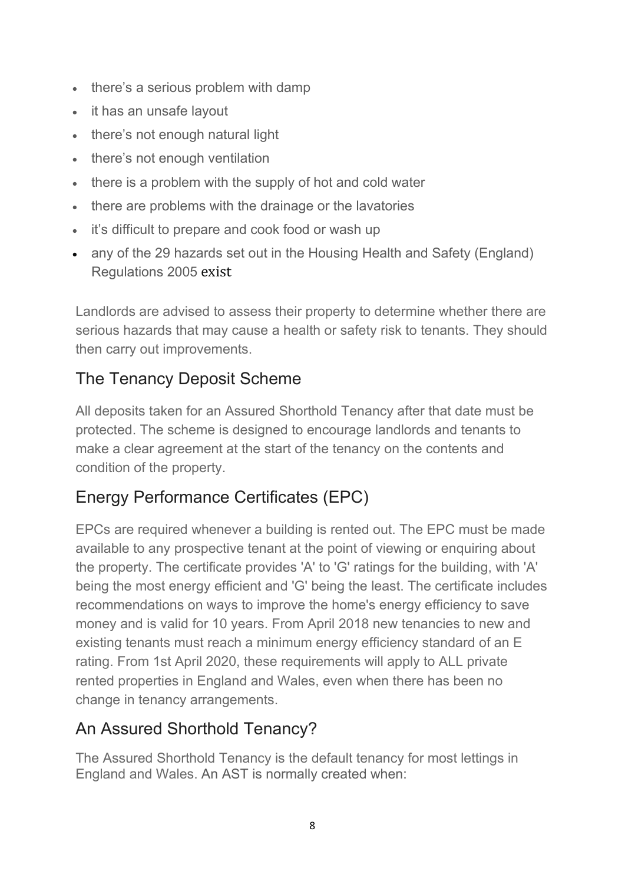- there's a serious problem with damp
- it has an unsafe layout
- there's not enough natural light
- there's not enough ventilation
- there is a problem with the supply of hot and cold water
- there are problems with the drainage or the lavatories
- it's difficult to prepare and cook food or wash up
- any of the 29 hazards set out in the Housing Health and Safety (England) Regulations 2005 exist

Landlords are advised to assess their property to determine whether there are serious hazards that may cause a health or safety risk to tenants. They should then carry out improvements.

## The Tenancy Deposit Scheme

All deposits taken for an Assured Shorthold Tenancy after that date must be protected. The scheme is designed to encourage landlords and tenants to make a clear agreement at the start of the tenancy on the contents and condition of the property.

## Energy Performance Certificates (EPC)

EPCs are required whenever a building is rented out. The EPC must be made available to any prospective tenant at the point of viewing or enquiring about the property. The certificate provides 'A' to 'G' ratings for the building, with 'A' being the most energy efficient and 'G' being the least. The certificate includes recommendations on ways to improve the home's energy efficiency to save money and is valid for 10 years. From April 2018 new tenancies to new and existing tenants must reach a minimum energy efficiency standard of an E rating. From 1st April 2020, these requirements will apply to ALL private rented properties in England and Wales, even when there has been no change in tenancy arrangements.

## An Assured Shorthold Tenancy?

The Assured Shorthold Tenancy is the default tenancy for most lettings in England and Wales. An AST is normally created when: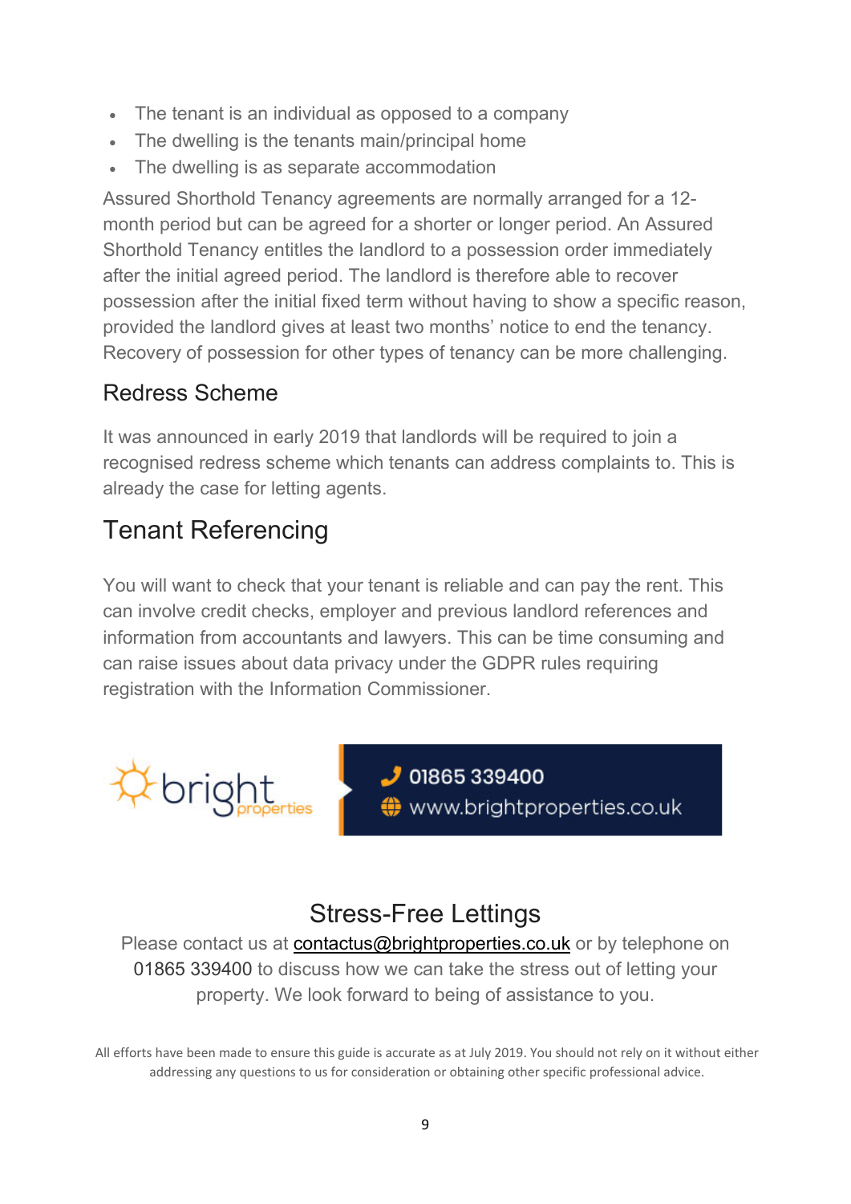- The tenant is an individual as opposed to a company
- The dwelling is the tenants main/principal home
- The dwelling is as separate accommodation

Assured Shorthold Tenancy agreements are normally arranged for a 12-month period but can be agreed for a shorter or longer period. An Assured Shorthold Tenancy entitles the landlord to a possession order immediately after the initial agreed period. The landlord is therefore able to recover possession after the initial fixed term without having to show a specific reason, provided the landlord gives at least two months' notice to end the tenancy. Recovery of possession for other types of tenancy can be more challenging.

### Redress Scheme

It was announced in early 2019 that landlords will be required to join a recognised redress scheme which tenants can address complaints to. This is already the case for letting agents.

## Tenant Referencing

You will want to check that your tenant is reliable and can pay the rent. This can involve credit checks, employer and previous landlord references and information from accountants and lawyers. This can be time consuming and can raise issues about data privacy under the GDPR rules requiring registration with the Information Commissioner.

bright properties

01865 339400
www.brightproperties.co.uk

## Stress-Free Lettings

Please contact us at contactus@brightproperties.co.uk or by telephone on 01865 339400 to discuss how we can take the stress out of letting your property. We look forward to being of assistance to you.

All efforts have been made to ensure this guide is accurate as at July 2019. You should not rely on it without either addressing any questions to us for consideration or obtaining other specific professional advice.